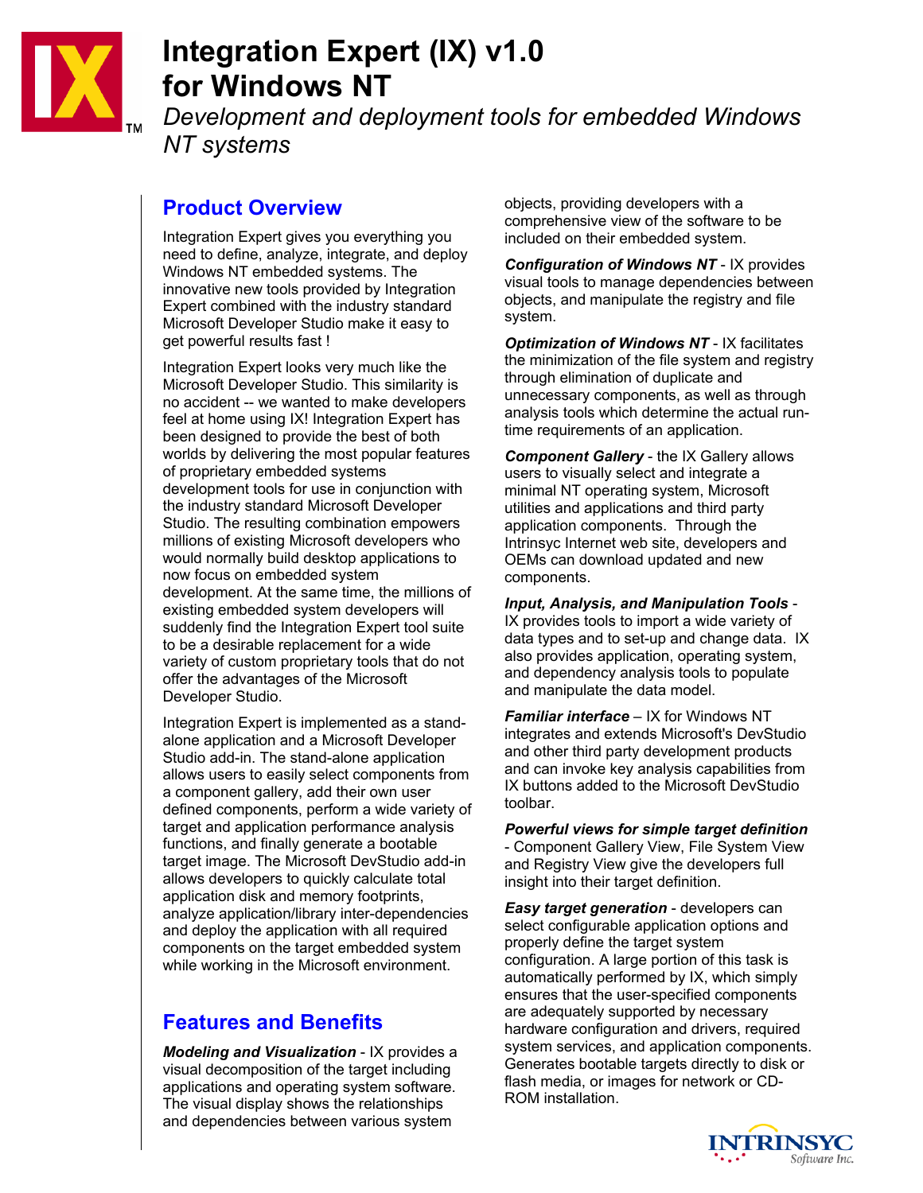# Integration Expert (IX) v1.0 for Windows NT

*Development and deployment tools for embedded Windows NT systems*

## Product Overview

Integration Expert gives you everything you need to define, analyze, integrate, and deploy Windows NT embedded systems. The innovative new tools provided by Integration Expert combined with the industry standard Microsoft Developer Studio make it easy to get powerful results fast !

Integration Expert looks very much like the Microsoft Developer Studio. This similarity is no accident -- we wanted to make developers feel at home using IX! Integration Expert has been designed to provide the best of both worlds by delivering the most popular features of proprietary embedded systems development tools for use in conjunction with the industry standard Microsoft Developer Studio. The resulting combination empowers millions of existing Microsoft developers who would normally build desktop applications to now focus on embedded system development. At the same time, the millions of existing embedded system developers will suddenly find the Integration Expert tool suite to be a desirable replacement for a wide variety of custom proprietary tools that do not offer the advantages of the Microsoft Developer Studio.

Integration Expert is implemented as a stand-alone application and a Microsoft Developer Studio add-in. The stand-alone application allows users to easily select components from a component gallery, add their own user defined components, perform a wide variety of target and application performance analysis functions, and finally generate a bootable target image. The Microsoft DevStudio add-in allows developers to quickly calculate total application disk and memory footprints, analyze application/library inter-dependencies and deploy the application with all required components on the target embedded system while working in the Microsoft environment.

## Features and Benefits

***Modeling and Visualization*** - IX provides a visual decomposition of the target including applications and operating system software. The visual display shows the relationships and dependencies between various system objects, providing developers with a comprehensive view of the software to be included on their embedded system.

***Configuration of Windows NT*** - IX provides visual tools to manage dependencies between objects, and manipulate the registry and file system.

***Optimization of Windows NT*** - IX facilitates the minimization of the file system and registry through elimination of duplicate and unnecessary components, as well as through analysis tools which determine the actual run-time requirements of an application.

***Component Gallery*** - the IX Gallery allows users to visually select and integrate a minimal NT operating system, Microsoft utilities and applications and third party application components. Through the Intrinsyc Internet web site, developers and OEMs can download updated and new components.

***Input, Analysis, and Manipulation Tools*** - IX provides tools to import a wide variety of data types and to set-up and change data. IX also provides application, operating system, and dependency analysis tools to populate and manipulate the data model.

***Familiar interface*** – IX for Windows NT integrates and extends Microsoft's DevStudio and other third party development products and can invoke key analysis capabilities from IX buttons added to the Microsoft DevStudio toolbar.

***Powerful views for simple target definition*** - Component Gallery View, File System View and Registry View give the developers full insight into their target definition.

***Easy target generation*** - developers can select configurable application options and properly define the target system configuration. A large portion of this task is automatically performed by IX, which simply ensures that the user-specified components are adequately supported by necessary hardware configuration and drivers, required system services, and application components. Generates bootable targets directly to disk or flash media, or images for network or CD-ROM installation.

INTRINSYC Software Inc.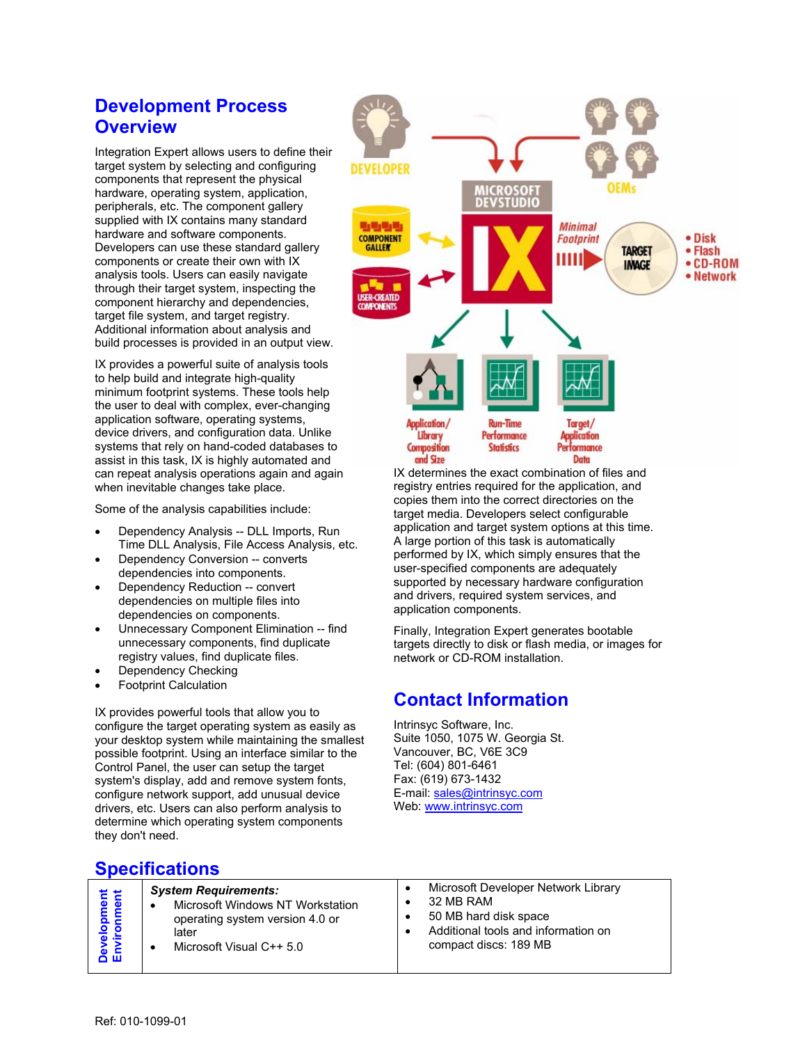## Development Process Overview

Integration Expert allows users to define their target system by selecting and configuring components that represent the physical hardware, operating system, application, peripherals, etc. The component gallery supplied with IX contains many standard hardware and software components. Developers can use these standard gallery components or create their own with IX analysis tools. Users can easily navigate through their target system, inspecting the component hierarchy and dependencies, target file system, and target registry. Additional information about analysis and build processes is provided in an output view.

IX provides a powerful suite of analysis tools to help build and integrate high-quality minimum footprint systems. These tools help the user to deal with complex, ever-changing application software, operating systems, device drivers, and configuration data. Unlike systems that rely on hand-coded databases to assist in this task, IX is highly automated and can repeat analysis operations again and again when inevitable changes take place.

Some of the analysis capabilities include:

- Dependency Analysis -- DLL Imports, Run Time DLL Analysis, File Access Analysis, etc.
- Dependency Conversion -- converts dependencies into components.
- Dependency Reduction -- convert dependencies on multiple files into dependencies on components.
- Unnecessary Component Elimination -- find unnecessary components, find duplicate registry values, find duplicate files.
- Dependency Checking
- Footprint Calculation

IX provides powerful tools that allow you to configure the target operating system as easily as your desktop system while maintaining the smallest possible footprint. Using an interface similar to the Control Panel, the user can setup the target system's display, add and remove system fonts, configure network support, add unusual device drivers, etc. Users can also perform analysis to determine which operating system components they don't need.

DEVELOPER
OEMs
MICROSOFT DEVSTUDIO
COMPONENT GALLERY
USER-CREATED COMPONENTS
IX
Minimal Footprint
TARGET IMAGE
• Disk
• Flash
• CD-ROM
• Network
Application/ Library Composition and Size
Run-Time Performance Statistics
Target/ Application Performance Data

IX determines the exact combination of files and registry entries required for the application, and copies them into the correct directories on the target media. Developers select configurable application and target system options at this time. A large portion of this task is automatically performed by IX, which simply ensures that the user-specified components are adequately supported by necessary hardware configuration and drivers, required system services, and application components.

Finally, Integration Expert generates bootable targets directly to disk or flash media, or images for network or CD-ROM installation.

## Contact Information

Intrinsyc Software, Inc.
Suite 1050, 1075 W. Georgia St.
Vancouver, BC, V6E 3C9
Tel: (604) 801-6461
Fax: (619) 673-1432
E-mail: sales@intrinsyc.com
Web: www.intrinsyc.com

## Specifications

| | | |
|---|---|---|
| **Development Environment** | ***System Requirements:***<br>• Microsoft Windows NT Workstation operating system version 4.0 or later<br>• Microsoft Visual C++ 5.0 | • Microsoft Developer Network Library<br>• 32 MB RAM<br>• 50 MB hard disk space<br>• Additional tools and information on compact discs: 189 MB |

Ref: 010-1099-01